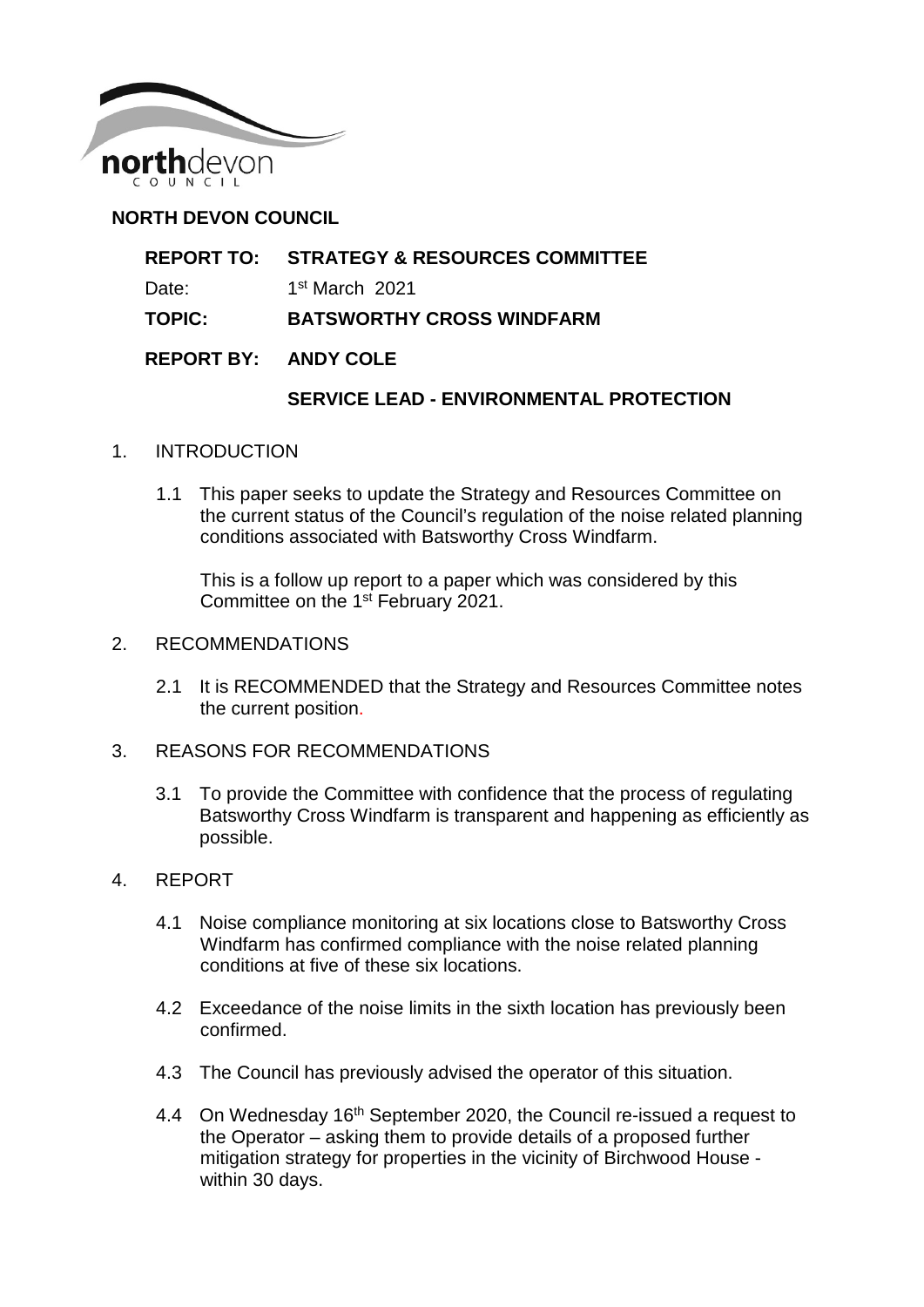# NORTH DEVON COUNCIL

**REPORT TO: STRATEGY & RESOURCES COMMITTEE**

Date: 1st March 2021

**TOPIC: BATSWORTHY CROSS WINDFARM**

**REPORT BY: ANDY COLE**

**SERVICE LEAD - ENVIRONMENTAL PROTECTION**

1. INTRODUCTION

   1.1 This paper seeks to update the Strategy and Resources Committee on the current status of the Council's regulation of the noise related planning conditions associated with Batsworthy Cross Windfarm.

   This is a follow up report to a paper which was considered by this Committee on the 1st February 2021.

2. RECOMMENDATIONS

   2.1 It is RECOMMENDED that the Strategy and Resources Committee notes the current position.

3. REASONS FOR RECOMMENDATIONS

   3.1 To provide the Committee with confidence that the process of regulating Batsworthy Cross Windfarm is transparent and happening as efficiently as possible.

4. REPORT

   4.1 Noise compliance monitoring at six locations close to Batsworthy Cross Windfarm has confirmed compliance with the noise related planning conditions at five of these six locations.

   4.2 Exceedance of the noise limits in the sixth location has previously been confirmed.

   4.3 The Council has previously advised the operator of this situation.

   4.4 On Wednesday 16th September 2020, the Council re-issued a request to the Operator – asking them to provide details of a proposed further mitigation strategy for properties in the vicinity of Birchwood House - within 30 days.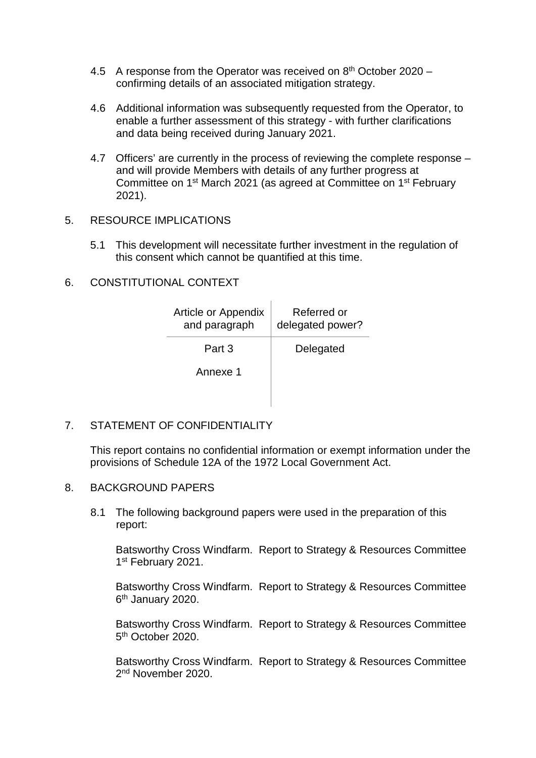4.5 A response from the Operator was received on 8th October 2020 – confirming details of an associated mitigation strategy.

4.6 Additional information was subsequently requested from the Operator, to enable a further assessment of this strategy - with further clarifications and data being received during January 2021.

4.7 Officers' are currently in the process of reviewing the complete response – and will provide Members with details of any further progress at Committee on 1st March 2021 (as agreed at Committee on 1st February 2021).

## 5. RESOURCE IMPLICATIONS

5.1 This development will necessitate further investment in the regulation of this consent which cannot be quantified at this time.

## 6. CONSTITUTIONAL CONTEXT

| Article or Appendix and paragraph | Referred or delegated power? |
| --- | --- |
| Part 3<br>Annexe 1 | Delegated |

## 7. STATEMENT OF CONFIDENTIALITY

This report contains no confidential information or exempt information under the provisions of Schedule 12A of the 1972 Local Government Act.

## 8. BACKGROUND PAPERS

8.1 The following background papers were used in the preparation of this report:

Batsworthy Cross Windfarm. Report to Strategy & Resources Committee 1st February 2021.

Batsworthy Cross Windfarm. Report to Strategy & Resources Committee 6th January 2020.

Batsworthy Cross Windfarm. Report to Strategy & Resources Committee 5th October 2020.

Batsworthy Cross Windfarm. Report to Strategy & Resources Committee 2nd November 2020.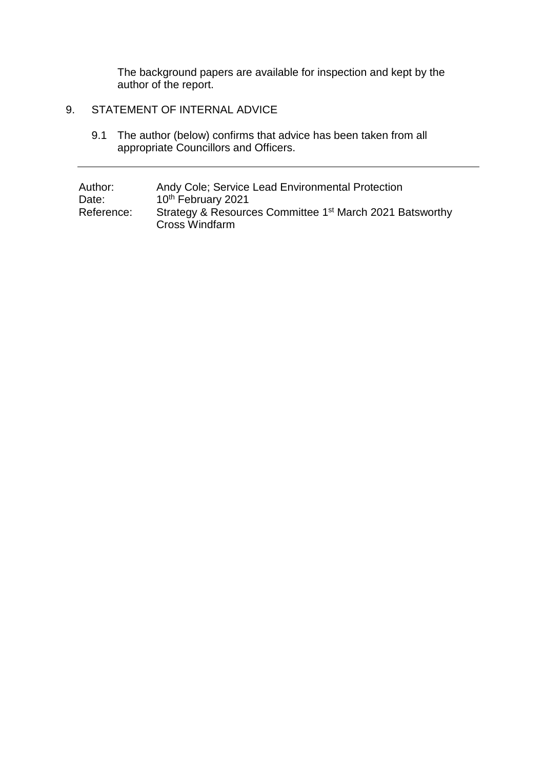The background papers are available for inspection and kept by the author of the report.

## 9. STATEMENT OF INTERNAL ADVICE

9.1 The author (below) confirms that advice has been taken from all appropriate Councillors and Officers.

---

| | |
|---|---|
| Author: | Andy Cole; Service Lead Environmental Protection |
| Date: | 10th February 2021 |
| Reference: | Strategy & Resources Committee 1st March 2021 Batsworthy Cross Windfarm |